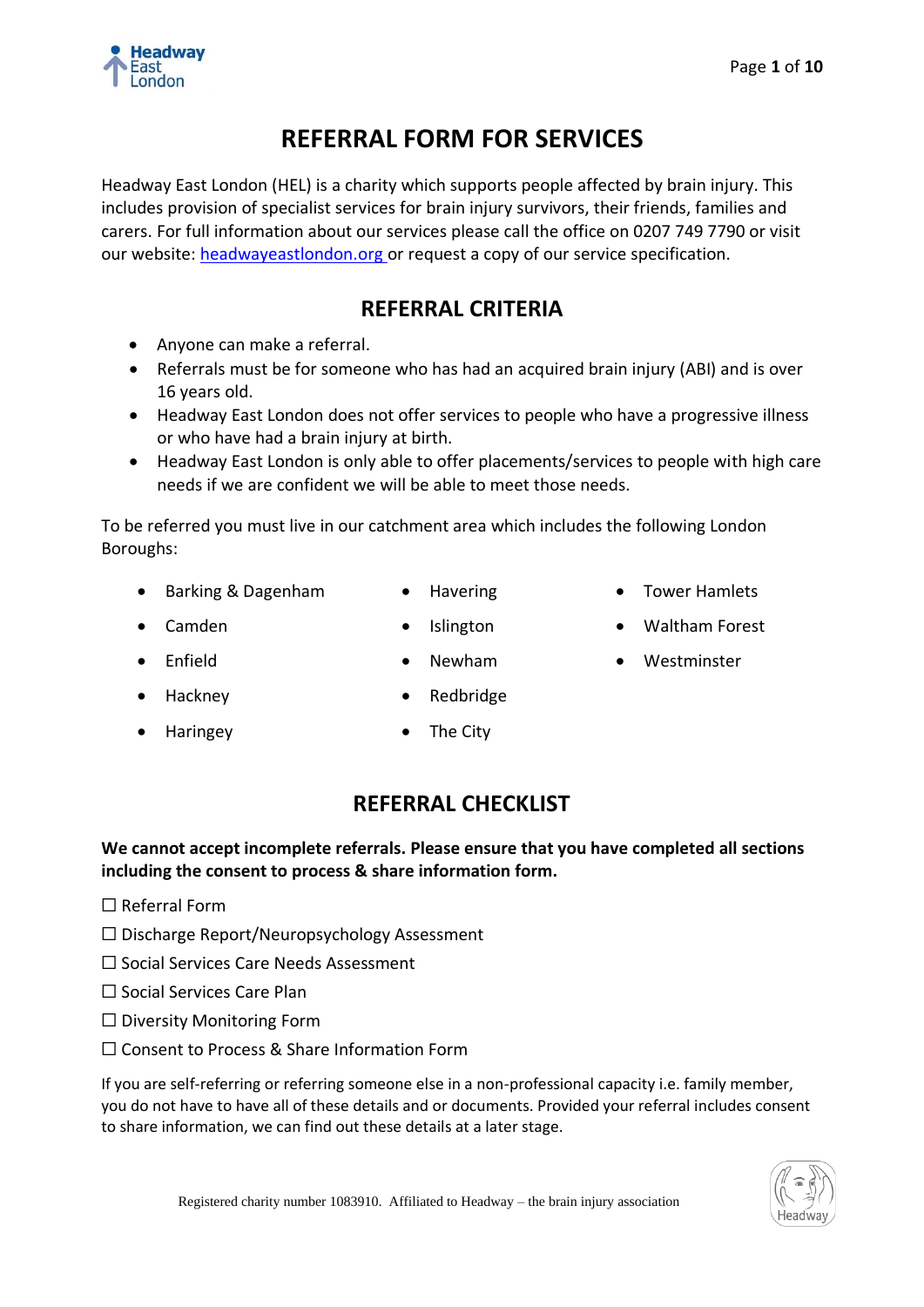# REFERRAL FORM FOR SERVICES

Headway East London (HEL) is a charity which supports people affected by brain injury. This includes provision of specialist services for brain injury survivors, their friends, families and carers. For full information about our services please call the office on 0207 749 7790 or visit our website: [headwayeastlondon.org](headwayeastlondon.org) or request a copy of our service specification.

## REFERRAL CRITERIA

- Anyone can make a referral.
- Referrals must be for someone who has had an acquired brain injury (ABI) and is over 16 years old.
- Headway East London does not offer services to people who have a progressive illness or who have had a brain injury at birth.
- Headway East London is only able to offer placements/services to people with high care needs if we are confident we will be able to meet those needs.

To be referred you must live in our catchment area which includes the following London Boroughs:

- Barking & Dagenham
- Camden
- Enfield
- Hackney
- Haringey
- Havering
- Islington
- Newham
- Redbridge
- The City
- Tower Hamlets
- Waltham Forest
- Westminster

## REFERRAL CHECKLIST

**We cannot accept incomplete referrals. Please ensure that you have completed all sections including the consent to process & share information form.**

☐ Referral Form

☐ Discharge Report/Neuropsychology Assessment

☐ Social Services Care Needs Assessment

☐ Social Services Care Plan

☐ Diversity Monitoring Form

☐ Consent to Process & Share Information Form

If you are self-referring or referring someone else in a non-professional capacity i.e. family member, you do not have to have all of these details and or documents. Provided your referral includes consent to share information, we can find out these details at a later stage.

Registered charity number 1083910. Affiliated to Headway – the brain injury association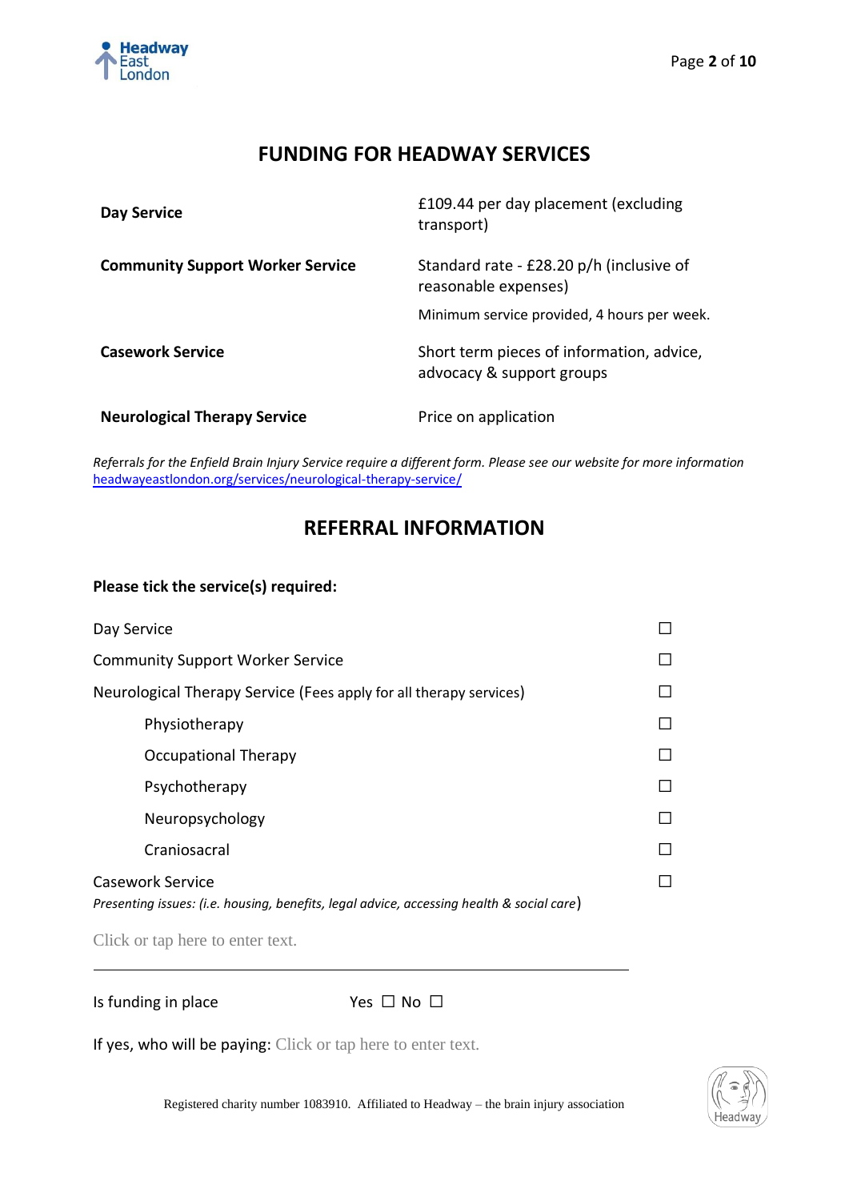## FUNDING FOR HEADWAY SERVICES

| | |
|---|---|
| **Day Service** | £109.44 per day placement (excluding transport) |
| **Community Support Worker Service** | Standard rate - £28.20 p/h (inclusive of reasonable expenses)<br>Minimum service provided, 4 hours per week. |
| **Casework Service** | Short term pieces of information, advice, advocacy & support groups |
| **Neurological Therapy Service** | Price on application |

*Referrals for the Enfield Brain Injury Service require a different form. Please see our website for more information* [headwayeastlondon.org/services/neurological-therapy-service/](headwayeastlondon.org/services/neurological-therapy-service/)

## REFERRAL INFORMATION

**Please tick the service(s) required:**

- Day Service ☐
- Community Support Worker Service ☐
- Neurological Therapy Service (Fees apply for all therapy services) ☐
  - Physiotherapy ☐
  - Occupational Therapy ☐
  - Psychotherapy ☐
  - Neuropsychology ☐
  - Craniosacral ☐
- Casework Service ☐

*Presenting issues: (i.e. housing, benefits, legal advice, accessing health & social care*)

Click or tap here to enter text.

---

Is funding in place Yes ☐ No ☐

If yes, who will be paying: Click or tap here to enter text.

Registered charity number 1083910. Affiliated to Headway – the brain injury association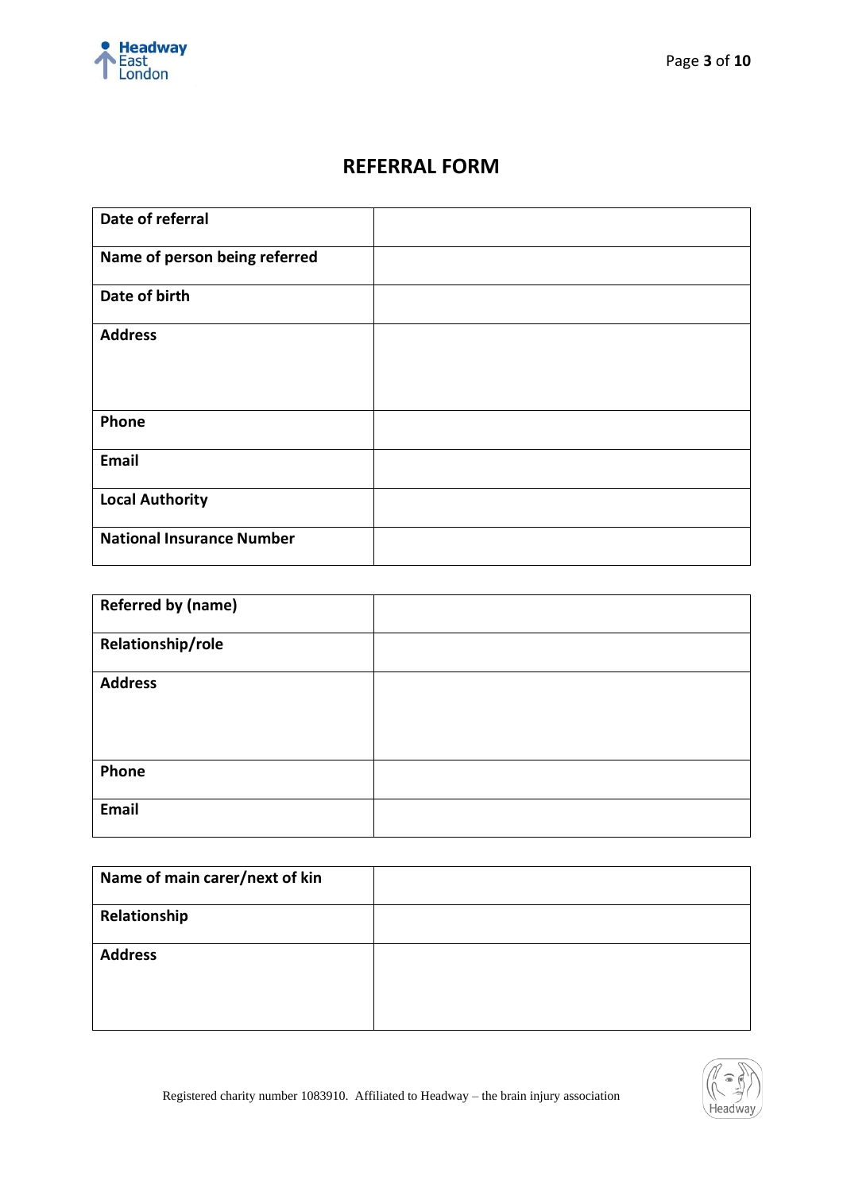# REFERRAL FORM

| | |
|---|---|
| **Date of referral** | |
| **Name of person being referred** | |
| **Date of birth** | |
| **Address** | |
| **Phone** | |
| **Email** | |
| **Local Authority** | |
| **National Insurance Number** | |

| | |
|---|---|
| **Referred by (name)** | |
| **Relationship/role** | |
| **Address** | |
| **Phone** | |
| **Email** | |

| | |
|---|---|
| **Name of main carer/next of kin** | |
| **Relationship** | |
| **Address** | |

Registered charity number 1083910. Affiliated to Headway – the brain injury association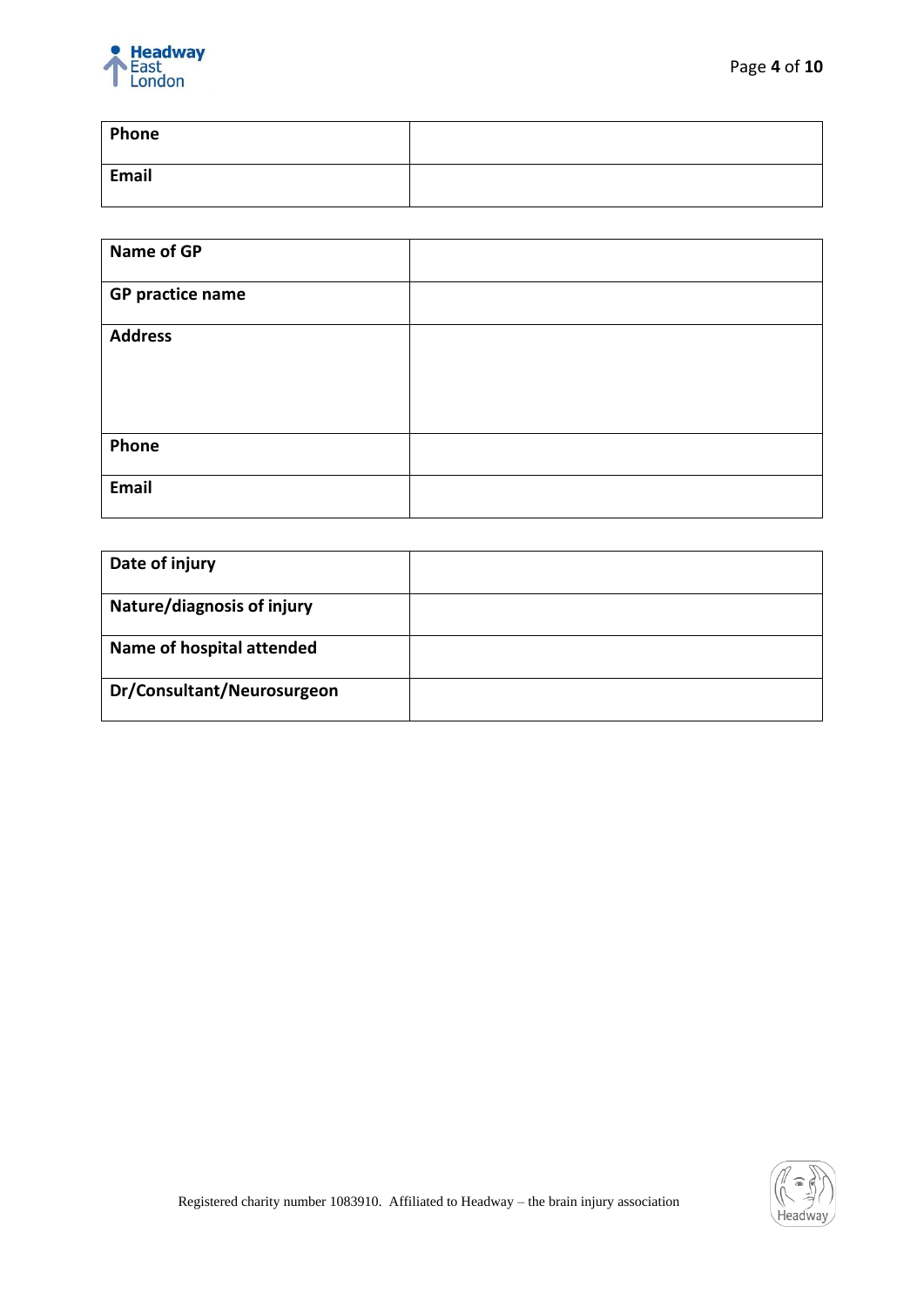| | |
|---|---|
| **Phone** | |
| **Email** | |

| | |
|---|---|
| **Name of GP** | |
| **GP practice name** | |
| **Address** | |
| **Phone** | |
| **Email** | |

| | |
|---|---|
| **Date of injury** | |
| **Nature/diagnosis of injury** | |
| **Name of hospital attended** | |
| **Dr/Consultant/Neurosurgeon** | |

Registered charity number 1083910. Affiliated to Headway – the brain injury association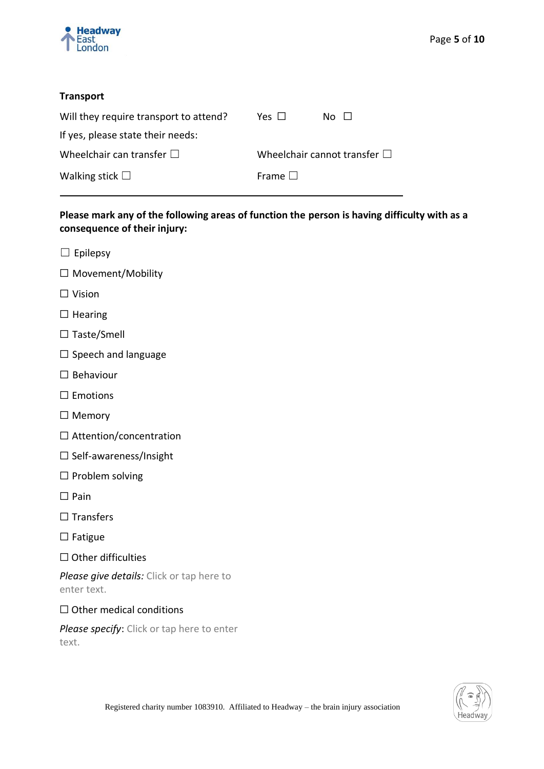**Transport**

Will they require transport to attend? Yes ☐ No ☐

If yes, please state their needs:

Wheelchair can transfer ☐ Wheelchair cannot transfer ☐

Walking stick ☐ Frame ☐

---

**Please mark any of the following areas of function the person is having difficulty with as a consequence of their injury:**

☐ Epilepsy

☐ Movement/Mobility

☐ Vision

☐ Hearing

☐ Taste/Smell

☐ Speech and language

☐ Behaviour

☐ Emotions

☐ Memory

☐ Attention/concentration

☐ Self-awareness/Insight

☐ Problem solving

☐ Pain

☐ Transfers

☐ Fatigue

☐ Other difficulties

*Please give details:* Click or tap here to enter text.

☐ Other medical conditions

*Please specify*: Click or tap here to enter text.

Registered charity number 1083910. Affiliated to Headway – the brain injury association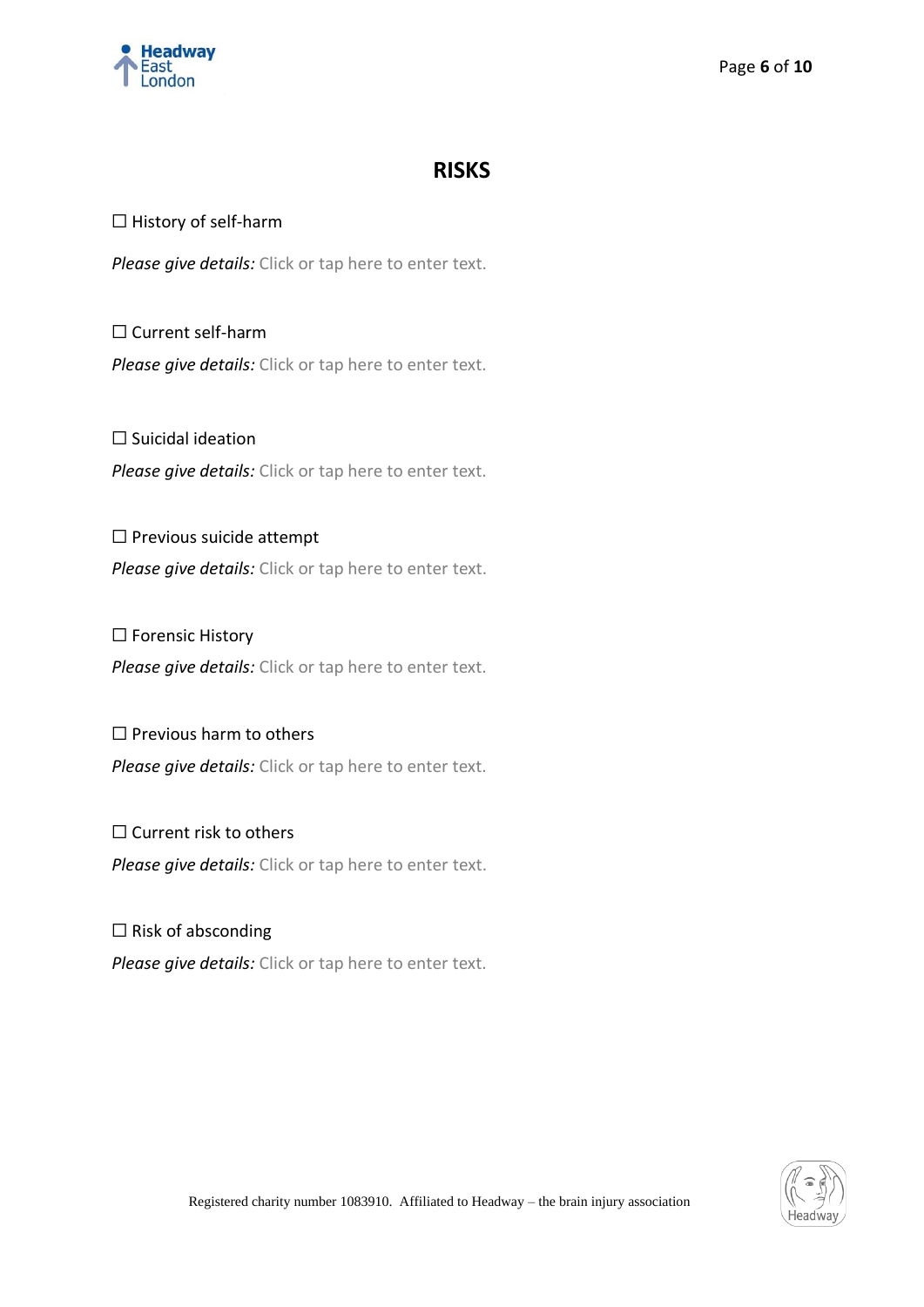# RISKS

☐ History of self-harm

*Please give details:* Click or tap here to enter text.

☐ Current self-harm

*Please give details:* Click or tap here to enter text.

☐ Suicidal ideation

*Please give details:* Click or tap here to enter text.

☐ Previous suicide attempt

*Please give details:* Click or tap here to enter text.

☐ Forensic History

*Please give details:* Click or tap here to enter text.

☐ Previous harm to others

*Please give details:* Click or tap here to enter text.

☐ Current risk to others

*Please give details:* Click or tap here to enter text.

☐ Risk of absconding

*Please give details:* Click or tap here to enter text.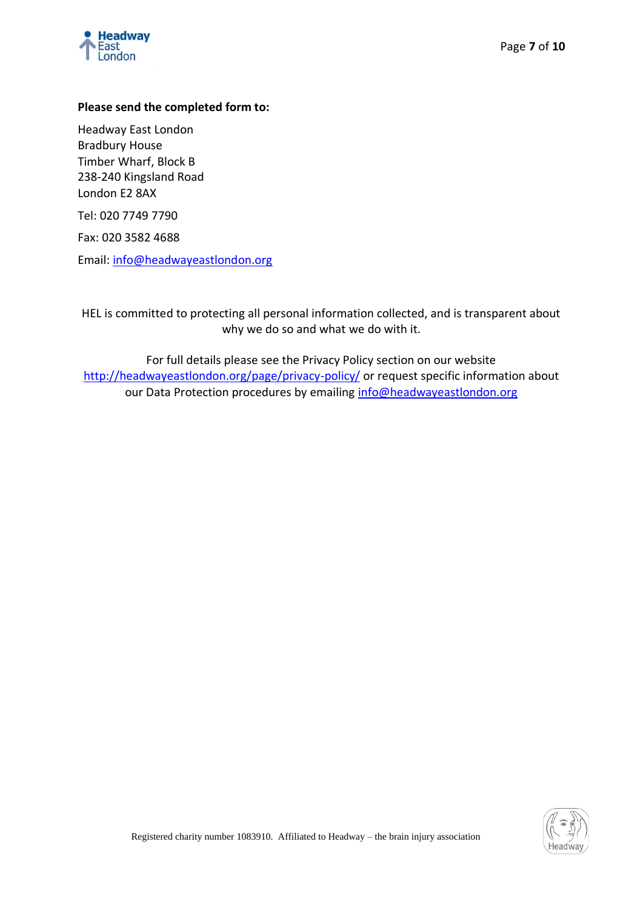**Please send the completed form to:**

Headway East London
Bradbury House
Timber Wharf, Block B
238-240 Kingsland Road
London E2 8AX

Tel: 020 7749 7790

Fax: 020 3582 4688

Email: info@headwayeastlondon.org

HEL is committed to protecting all personal information collected, and is transparent about why we do so and what we do with it.

For full details please see the Privacy Policy section on our website http://headwayeastlondon.org/page/privacy-policy/ or request specific information about our Data Protection procedures by emailing info@headwayeastlondon.org

Registered charity number 1083910. Affiliated to Headway – the brain injury association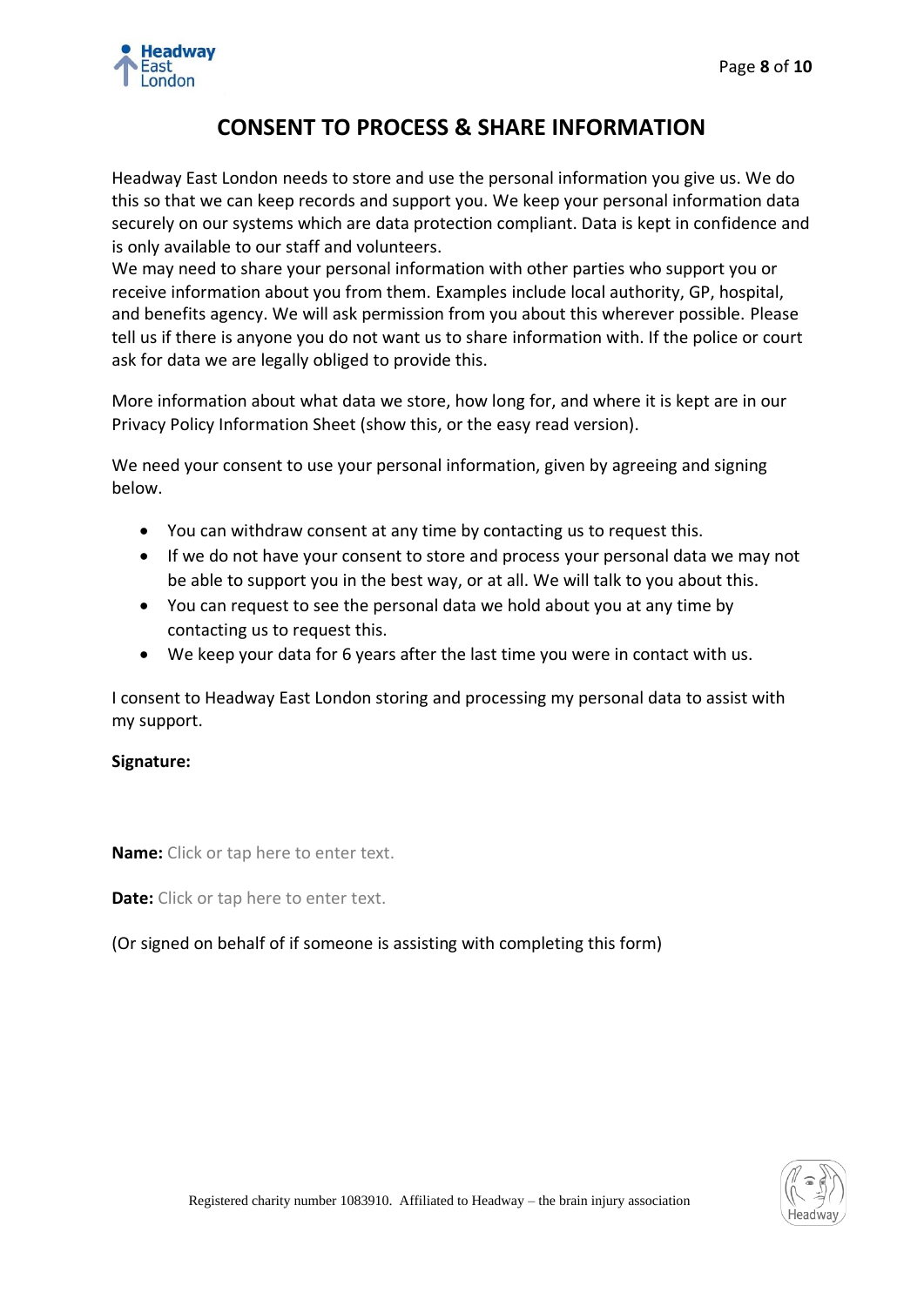# CONSENT TO PROCESS & SHARE INFORMATION

Headway East London needs to store and use the personal information you give us. We do this so that we can keep records and support you. We keep your personal information data securely on our systems which are data protection compliant. Data is kept in confidence and is only available to our staff and volunteers.

We may need to share your personal information with other parties who support you or receive information about you from them. Examples include local authority, GP, hospital, and benefits agency. We will ask permission from you about this wherever possible. Please tell us if there is anyone you do not want us to share information with. If the police or court ask for data we are legally obliged to provide this.

More information about what data we store, how long for, and where it is kept are in our Privacy Policy Information Sheet (show this, or the easy read version).

We need your consent to use your personal information, given by agreeing and signing below.

- You can withdraw consent at any time by contacting us to request this.
- If we do not have your consent to store and process your personal data we may not be able to support you in the best way, or at all. We will talk to you about this.
- You can request to see the personal data we hold about you at any time by contacting us to request this.
- We keep your data for 6 years after the last time you were in contact with us.

I consent to Headway East London storing and processing my personal data to assist with my support.

**Signature:**

**Name:** Click or tap here to enter text.

**Date:** Click or tap here to enter text.

(Or signed on behalf of if someone is assisting with completing this form)

Registered charity number 1083910. Affiliated to Headway – the brain injury association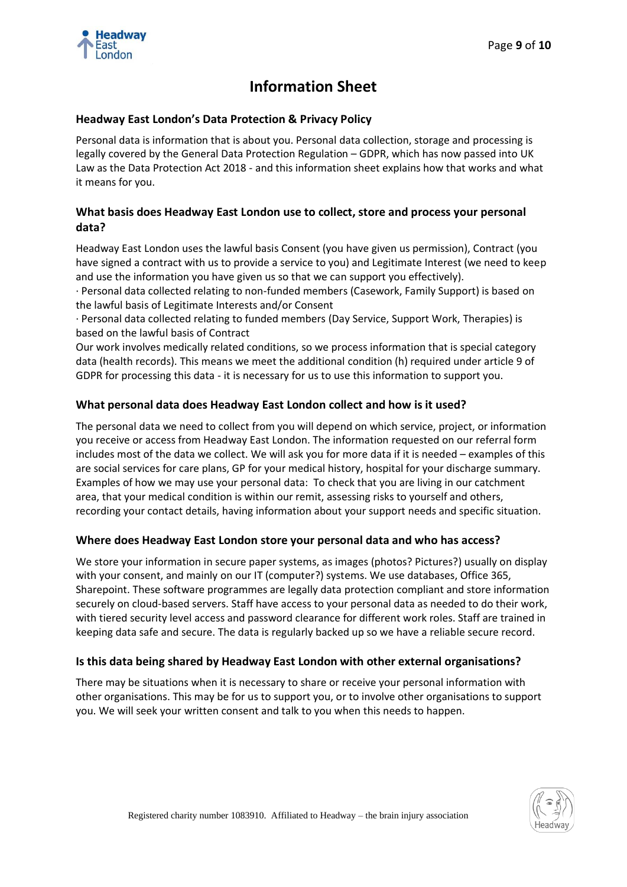# Information Sheet

## Headway East London's Data Protection & Privacy Policy

Personal data is information that is about you. Personal data collection, storage and processing is legally covered by the General Data Protection Regulation – GDPR, which has now passed into UK Law as the Data Protection Act 2018 - and this information sheet explains how that works and what it means for you.

### What basis does Headway East London use to collect, store and process your personal data?

Headway East London uses the lawful basis Consent (you have given us permission), Contract (you have signed a contract with us to provide a service to you) and Legitimate Interest (we need to keep and use the information you have given us so that we can support you effectively).

· Personal data collected relating to non-funded members (Casework, Family Support) is based on the lawful basis of Legitimate Interests and/or Consent

· Personal data collected relating to funded members (Day Service, Support Work, Therapies) is based on the lawful basis of Contract

Our work involves medically related conditions, so we process information that is special category data (health records). This means we meet the additional condition (h) required under article 9 of GDPR for processing this data - it is necessary for us to use this information to support you.

### What personal data does Headway East London collect and how is it used?

The personal data we need to collect from you will depend on which service, project, or information you receive or access from Headway East London. The information requested on our referral form includes most of the data we collect. We will ask you for more data if it is needed – examples of this are social services for care plans, GP for your medical history, hospital for your discharge summary. Examples of how we may use your personal data: To check that you are living in our catchment area, that your medical condition is within our remit, assessing risks to yourself and others, recording your contact details, having information about your support needs and specific situation.

### Where does Headway East London store your personal data and who has access?

We store your information in secure paper systems, as images (photos? Pictures?) usually on display with your consent, and mainly on our IT (computer?) systems. We use databases, Office 365, Sharepoint. These software programmes are legally data protection compliant and store information securely on cloud-based servers. Staff have access to your personal data as needed to do their work, with tiered security level access and password clearance for different work roles. Staff are trained in keeping data safe and secure. The data is regularly backed up so we have a reliable secure record.

### Is this data being shared by Headway East London with other external organisations?

There may be situations when it is necessary to share or receive your personal information with other organisations. This may be for us to support you, or to involve other organisations to support you. We will seek your written consent and talk to you when this needs to happen.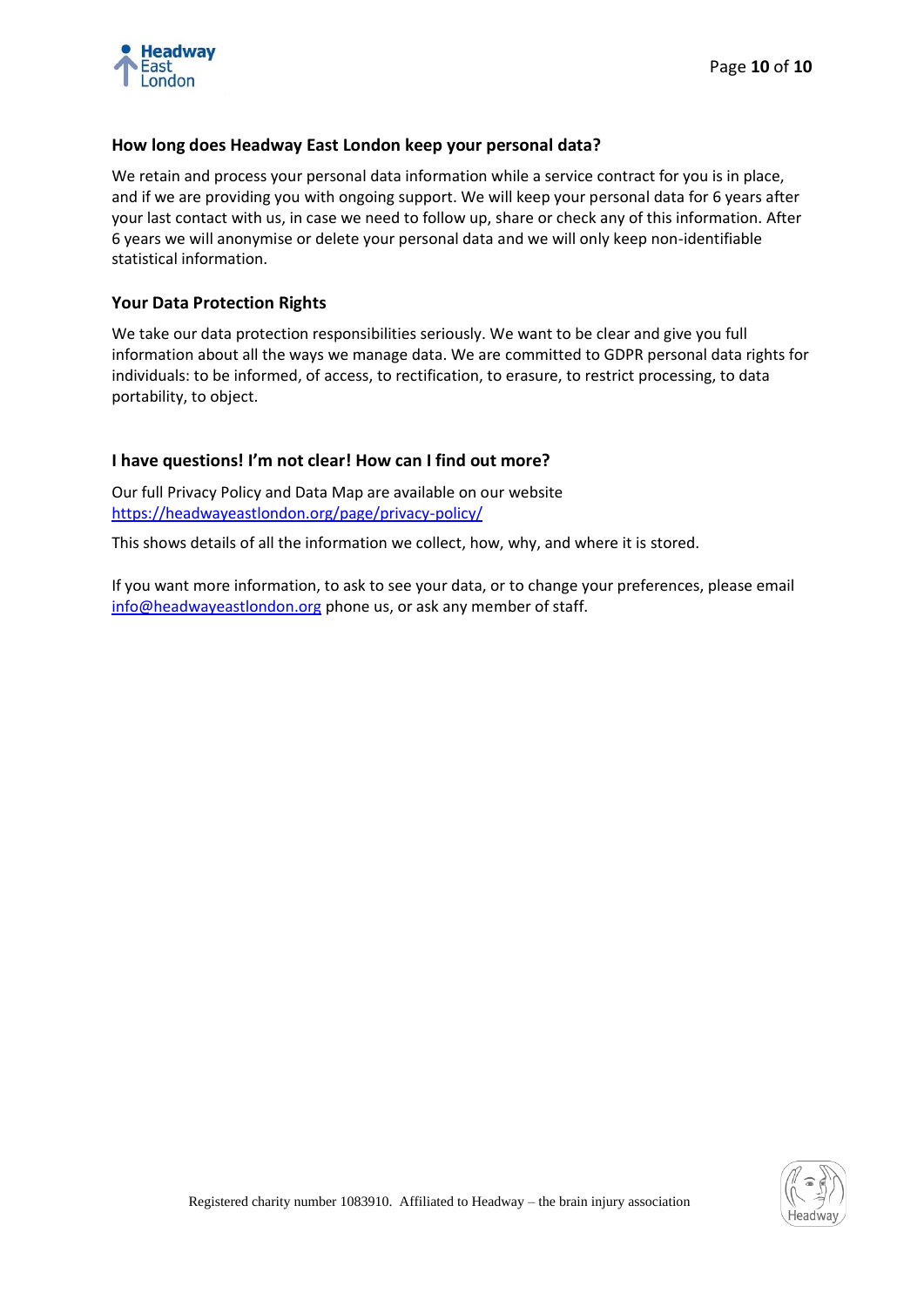### How long does Headway East London keep your personal data?

We retain and process your personal data information while a service contract for you is in place, and if we are providing you with ongoing support. We will keep your personal data for 6 years after your last contact with us, in case we need to follow up, share or check any of this information. After 6 years we will anonymise or delete your personal data and we will only keep non-identifiable statistical information.

### Your Data Protection Rights

We take our data protection responsibilities seriously. We want to be clear and give you full information about all the ways we manage data. We are committed to GDPR personal data rights for individuals: to be informed, of access, to rectification, to erasure, to restrict processing, to data portability, to object.

### I have questions! I'm not clear! How can I find out more?

Our full Privacy Policy and Data Map are available on our website [https://headwayeastlondon.org/page/privacy-policy/](https://headwayeastlondon.org/page/privacy-policy/)

This shows details of all the information we collect, how, why, and where it is stored.

If you want more information, to ask to see your data, or to change your preferences, please email [info@headwayeastlondon.org](mailto:info@headwayeastlondon.org) phone us, or ask any member of staff.

Registered charity number 1083910. Affiliated to Headway – the brain injury association